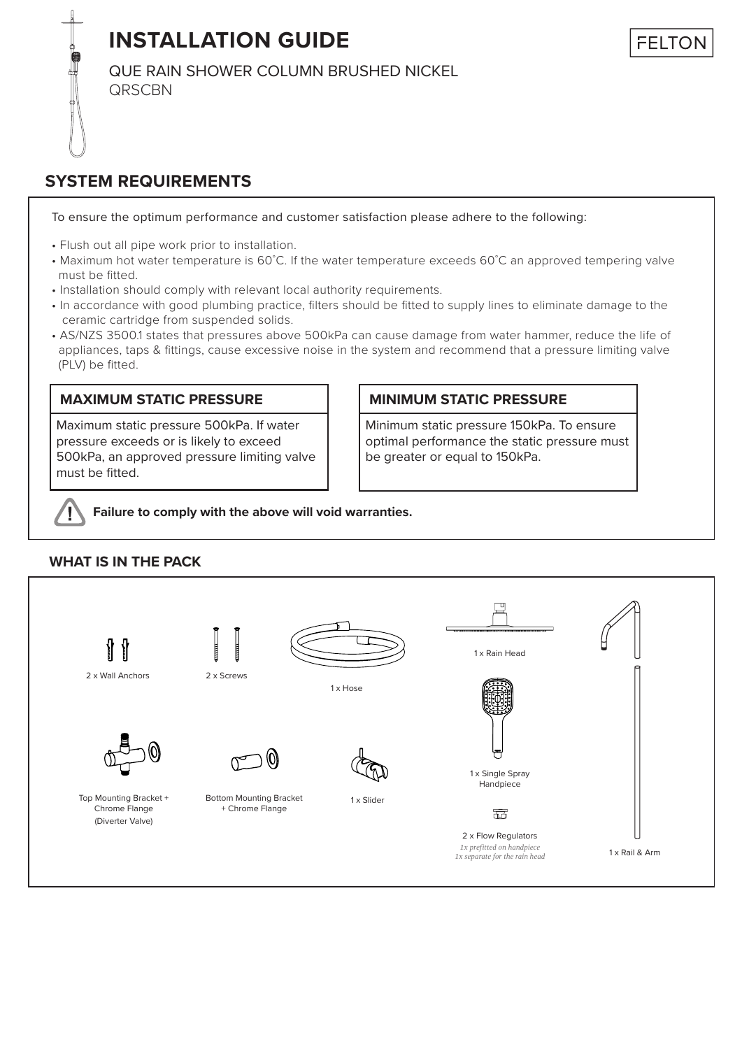# INSTALLATION GUIDE

FELTON

QUE RAIN SHOWER COLUMN BRUSHED NICKEL
QRSCBN

## SYSTEM REQUIREMENTS

To ensure the optimum performance and customer satisfaction please adhere to the following:

- Flush out all pipe work prior to installation.
- Maximum hot water temperature is 60˚C. If the water temperature exceeds 60˚C an approved tempering valve must be fitted.
- Installation should comply with relevant local authority requirements.
- In accordance with good plumbing practice, filters should be fitted to supply lines to eliminate damage to the ceramic cartridge from suspended solids.
- AS/NZS 3500.1 states that pressures above 500kPa can cause damage from water hammer, reduce the life of appliances, taps & fittings, cause excessive noise in the system and recommend that a pressure limiting valve (PLV) be fitted.

### MAXIMUM STATIC PRESSURE

Maximum static pressure 500kPa. If water pressure exceeds or is likely to exceed 500kPa, an approved pressure limiting valve must be fitted.

### MINIMUM STATIC PRESSURE

Minimum static pressure 150kPa. To ensure optimal performance the static pressure must be greater or equal to 150kPa.

**Failure to comply with the above will void warranties.**

### WHAT IS IN THE PACK

- 2 x Wall Anchors
- 2 x Screws
- 1 x Hose
- 1 x Rain Head
- Top Mounting Bracket + Chrome Flange (Diverter Valve)
- Bottom Mounting Bracket + Chrome Flange
- 1 x Slider
- 1 x Single Spray Handpiece
- 2 x Flow Regulators
  *1x prefitted on handpiece*
  *1x separate for the rain head*
- 1 x Rail & Arm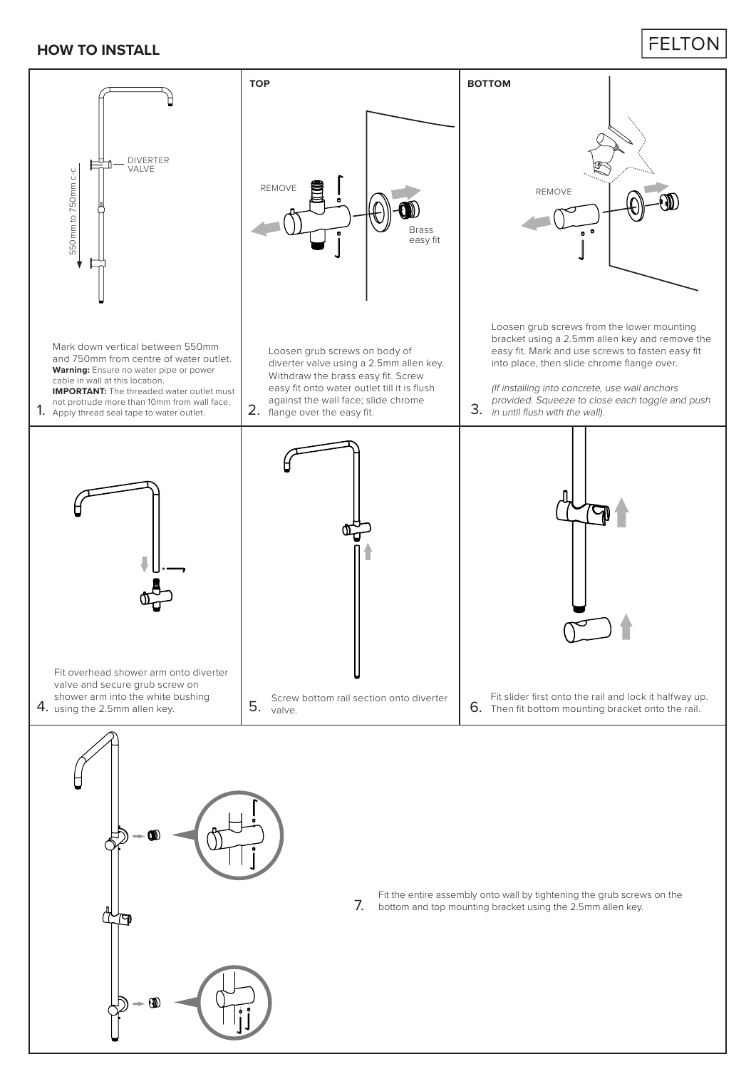## HOW TO INSTALL

DIVERTER VALVE

550mm to 750mm c-c

1. Mark down vertical between 550mm and 750mm from centre of water outlet.
**Warning:** Ensure no water pipe or power cable in wall at this location.
**IMPORTANT:** The threaded water outlet must not protrude more than 10mm from wall face. Apply thread seal tape to water outlet.

**TOP**

REMOVE

Brass easy fit

2. Loosen grub screws on body of diverter valve using a 2.5mm allen key. Withdraw the brass easy fit. Screw easy fit onto water outlet till it is flush against the wall face; slide chrome flange over the easy fit.

**BOTTOM**

REMOVE

3. Loosen grub screws from the lower mounting bracket using a 2.5mm allen key and remove the easy fit. Mark and use screws to fasten easy fit into place, then slide chrome flange over.

*(If installing into concrete, use wall anchors provided. Squeeze to close each toggle and push in until flush with the wall).*

4. Fit overhead shower arm onto diverter valve and secure grub screw on shower arm into the white bushing using the 2.5mm allen key.

5. Screw bottom rail section onto diverter valve.

6. Fit slider first onto the rail and lock it halfway up. Then fit bottom mounting bracket onto the rail.

7. Fit the entire assembly onto wall by tightening the grub screws on the bottom and top mounting bracket using the 2.5mm allen key.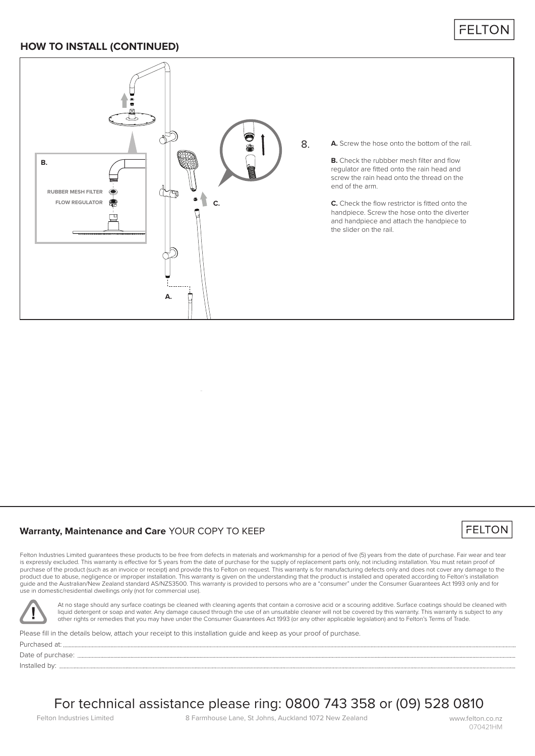## HOW TO INSTALL (CONTINUED)

B.

RUBBER MESH FILTER

FLOW REGULATOR

C.

A.

8.

**A.** Screw the hose onto the bottom of the rail.

**B.** Check the rubbber mesh filter and flow regulator are fitted onto the rain head and screw the rain head onto the thread on the end of the arm.

**C.** Check the flow restrictor is fitted onto the handpiece. Screw the hose onto the diverter and handpiece and attach the handpiece to the slider on the rail.

## Warranty, Maintenance and Care YOUR COPY TO KEEP

FELTON

Felton Industries Limited guarantees these products to be free from defects in materials and workmanship for a period of five (5) years from the date of purchase. Fair wear and tear is expressly excluded. This warranty is effective for 5 years from the date of purchase for the supply of replacement parts only, not including installation. You must retain proof of purchase of the product (such as an invoice or receipt) and provide this to Felton on request. This warranty is for manufacturing defects only and does not cover any damage to the product due to abuse, negligence or improper installation. This warranty is given on the understanding that the product is installed and operated according to Felton's installation guide and the Australian/New Zealand standard AS/NZS3500. This warranty is provided to persons who are a "consumer" under the Consumer Guarantees Act 1993 only and for use in domestic/residential dwellings only (not for commercial use).

At no stage should any surface coatings be cleaned with cleaning agents that contain a corrosive acid or a scouring additive. Surface coatings should be cleaned with liquid detergent or soap and water. Any damage caused through the use of an unsuitable cleaner will not be covered by this warranty. This warranty is subject to any other rights or remedies that you may have under the Consumer Guarantees Act 1993 (or any other applicable legislation) and to Felton's Terms of Trade.

Please fill in the details below, attach your receipt to this installation guide and keep as your proof of purchase.

Purchased at: ..................................................

Date of purchase: ..................................................

Installed by: ..................................................

# For technical assistance please ring: 0800 743 358 or (09) 528 0810

Felton Industries Limited

8 Farmhouse Lane, St Johns, Auckland 1072 New Zealand

www.felton.co.nz

070421HM